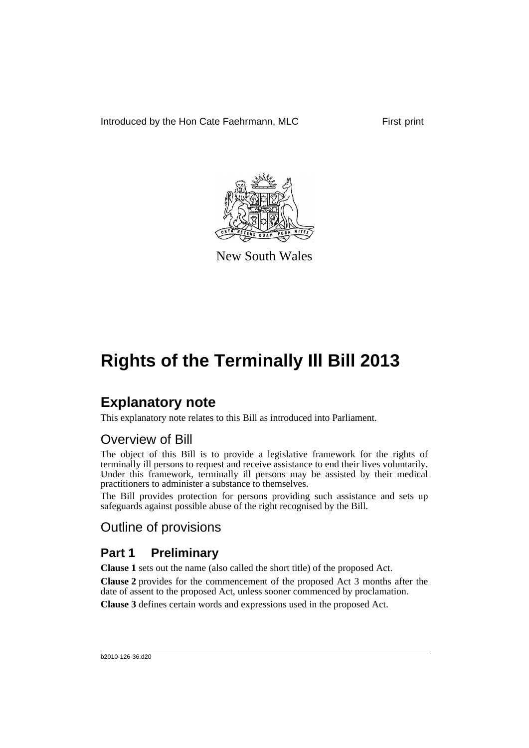Introduced by the Hon Cate Faehrmann, MLC First print

New South Wales

# Rights of the Terminally Ill Bill 2013

## Explanatory note

This explanatory note relates to this Bill as introduced into Parliament.

### Overview of Bill

The object of this Bill is to provide a legislative framework for the rights of terminally ill persons to request and receive assistance to end their lives voluntarily. Under this framework, terminally ill persons may be assisted by their medical practitioners to administer a substance to themselves.

The Bill provides protection for persons providing such assistance and sets up safeguards against possible abuse of the right recognised by the Bill.

### Outline of provisions

#### Part 1 Preliminary

**Clause 1** sets out the name (also called the short title) of the proposed Act.

**Clause 2** provides for the commencement of the proposed Act 3 months after the date of assent to the proposed Act, unless sooner commenced by proclamation.

**Clause 3** defines certain words and expressions used in the proposed Act.

b2010-126-36.d20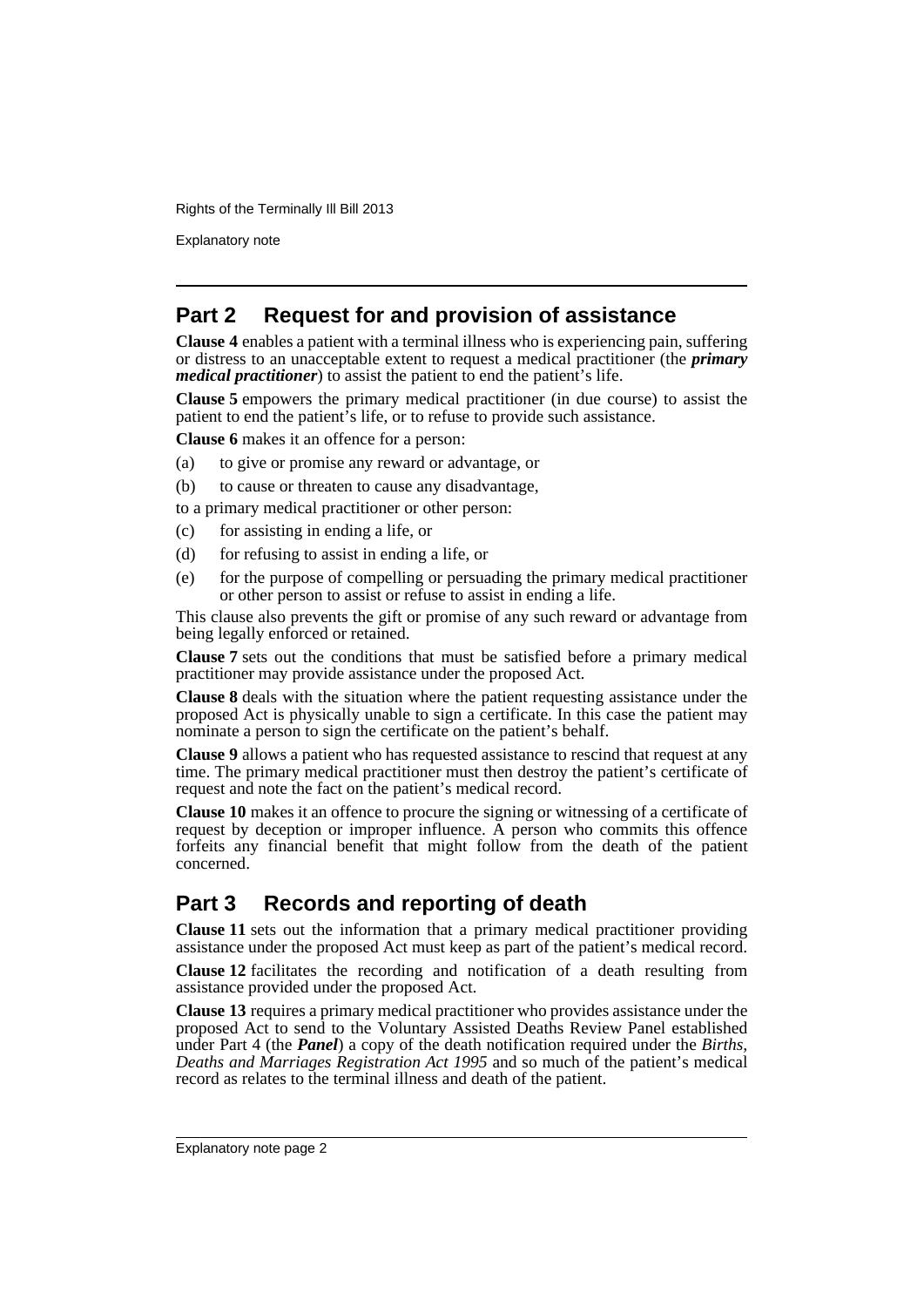## Part 2 Request for and provision of assistance

**Clause 4** enables a patient with a terminal illness who is experiencing pain, suffering or distress to an unacceptable extent to request a medical practitioner (the ***primary medical practitioner***) to assist the patient to end the patient's life.

**Clause 5** empowers the primary medical practitioner (in due course) to assist the patient to end the patient's life, or to refuse to provide such assistance.

**Clause 6** makes it an offence for a person:

(a) to give or promise any reward or advantage, or

(b) to cause or threaten to cause any disadvantage,

to a primary medical practitioner or other person:

(c) for assisting in ending a life, or

(d) for refusing to assist in ending a life, or

(e) for the purpose of compelling or persuading the primary medical practitioner or other person to assist or refuse to assist in ending a life.

This clause also prevents the gift or promise of any such reward or advantage from being legally enforced or retained.

**Clause 7** sets out the conditions that must be satisfied before a primary medical practitioner may provide assistance under the proposed Act.

**Clause 8** deals with the situation where the patient requesting assistance under the proposed Act is physically unable to sign a certificate. In this case the patient may nominate a person to sign the certificate on the patient's behalf.

**Clause 9** allows a patient who has requested assistance to rescind that request at any time. The primary medical practitioner must then destroy the patient's certificate of request and note the fact on the patient's medical record.

**Clause 10** makes it an offence to procure the signing or witnessing of a certificate of request by deception or improper influence. A person who commits this offence forfeits any financial benefit that might follow from the death of the patient concerned.

## Part 3 Records and reporting of death

**Clause 11** sets out the information that a primary medical practitioner providing assistance under the proposed Act must keep as part of the patient's medical record.

**Clause 12** facilitates the recording and notification of a death resulting from assistance provided under the proposed Act.

**Clause 13** requires a primary medical practitioner who provides assistance under the proposed Act to send to the Voluntary Assisted Deaths Review Panel established under Part 4 (the ***Panel***) a copy of the death notification required under the *Births, Deaths and Marriages Registration Act 1995* and so much of the patient's medical record as relates to the terminal illness and death of the patient.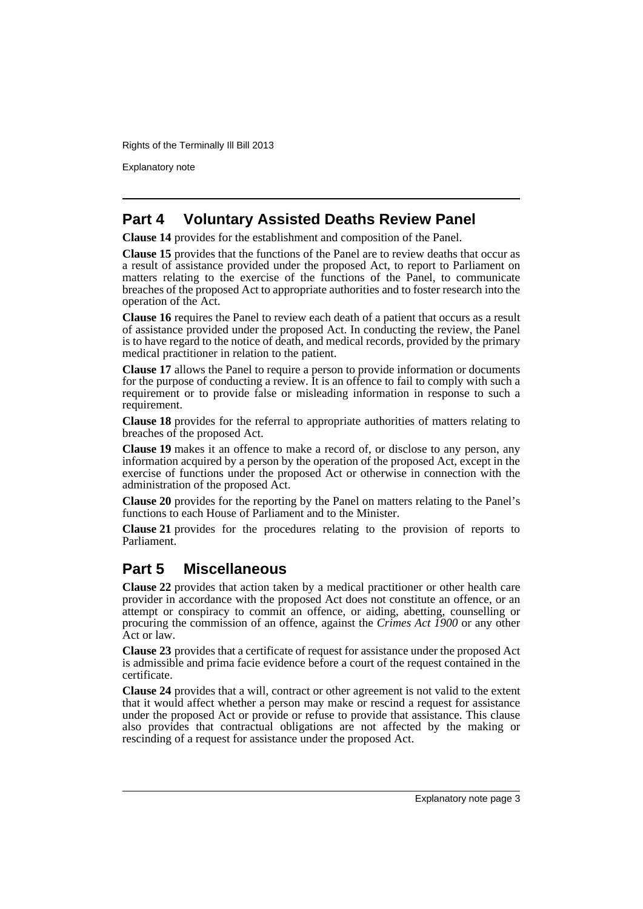## Part 4 Voluntary Assisted Deaths Review Panel

**Clause 14** provides for the establishment and composition of the Panel.

**Clause 15** provides that the functions of the Panel are to review deaths that occur as a result of assistance provided under the proposed Act, to report to Parliament on matters relating to the exercise of the functions of the Panel, to communicate breaches of the proposed Act to appropriate authorities and to foster research into the operation of the Act.

**Clause 16** requires the Panel to review each death of a patient that occurs as a result of assistance provided under the proposed Act. In conducting the review, the Panel is to have regard to the notice of death, and medical records, provided by the primary medical practitioner in relation to the patient.

**Clause 17** allows the Panel to require a person to provide information or documents for the purpose of conducting a review. It is an offence to fail to comply with such a requirement or to provide false or misleading information in response to such a requirement.

**Clause 18** provides for the referral to appropriate authorities of matters relating to breaches of the proposed Act.

**Clause 19** makes it an offence to make a record of, or disclose to any person, any information acquired by a person by the operation of the proposed Act, except in the exercise of functions under the proposed Act or otherwise in connection with the administration of the proposed Act.

**Clause 20** provides for the reporting by the Panel on matters relating to the Panel's functions to each House of Parliament and to the Minister.

**Clause 21** provides for the procedures relating to the provision of reports to Parliament.

## Part 5 Miscellaneous

**Clause 22** provides that action taken by a medical practitioner or other health care provider in accordance with the proposed Act does not constitute an offence, or an attempt or conspiracy to commit an offence, or aiding, abetting, counselling or procuring the commission of an offence, against the *Crimes Act 1900* or any other Act or law.

**Clause 23** provides that a certificate of request for assistance under the proposed Act is admissible and prima facie evidence before a court of the request contained in the certificate.

**Clause 24** provides that a will, contract or other agreement is not valid to the extent that it would affect whether a person may make or rescind a request for assistance under the proposed Act or provide or refuse to provide that assistance. This clause also provides that contractual obligations are not affected by the making or rescinding of a request for assistance under the proposed Act.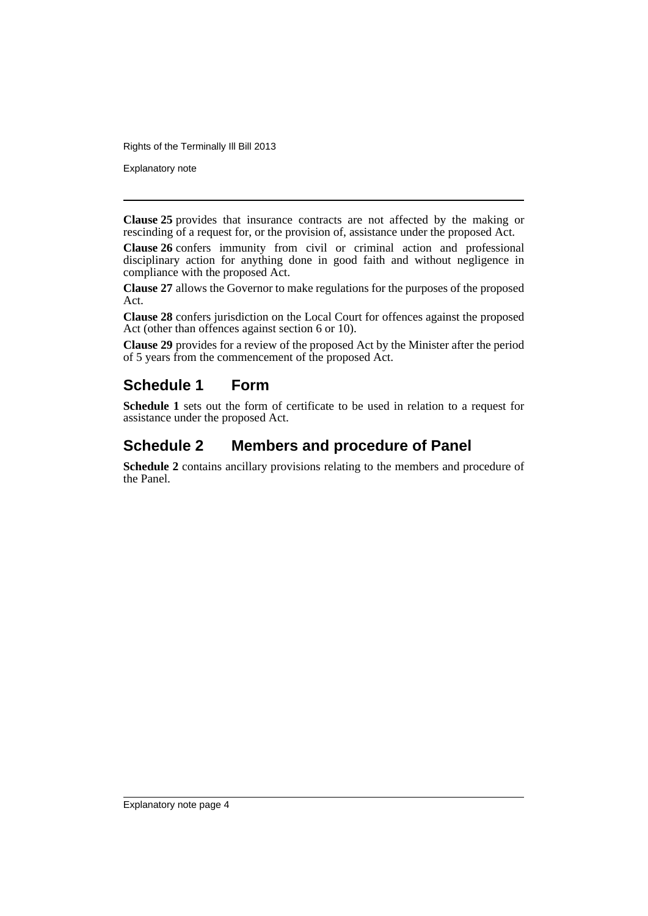**Clause 25** provides that insurance contracts are not affected by the making or rescinding of a request for, or the provision of, assistance under the proposed Act.

**Clause 26** confers immunity from civil or criminal action and professional disciplinary action for anything done in good faith and without negligence in compliance with the proposed Act.

**Clause 27** allows the Governor to make regulations for the purposes of the proposed Act.

**Clause 28** confers jurisdiction on the Local Court for offences against the proposed Act (other than offences against section 6 or 10).

**Clause 29** provides for a review of the proposed Act by the Minister after the period of 5 years from the commencement of the proposed Act.

## Schedule 1 Form

**Schedule 1** sets out the form of certificate to be used in relation to a request for assistance under the proposed Act.

## Schedule 2 Members and procedure of Panel

**Schedule 2** contains ancillary provisions relating to the members and procedure of the Panel.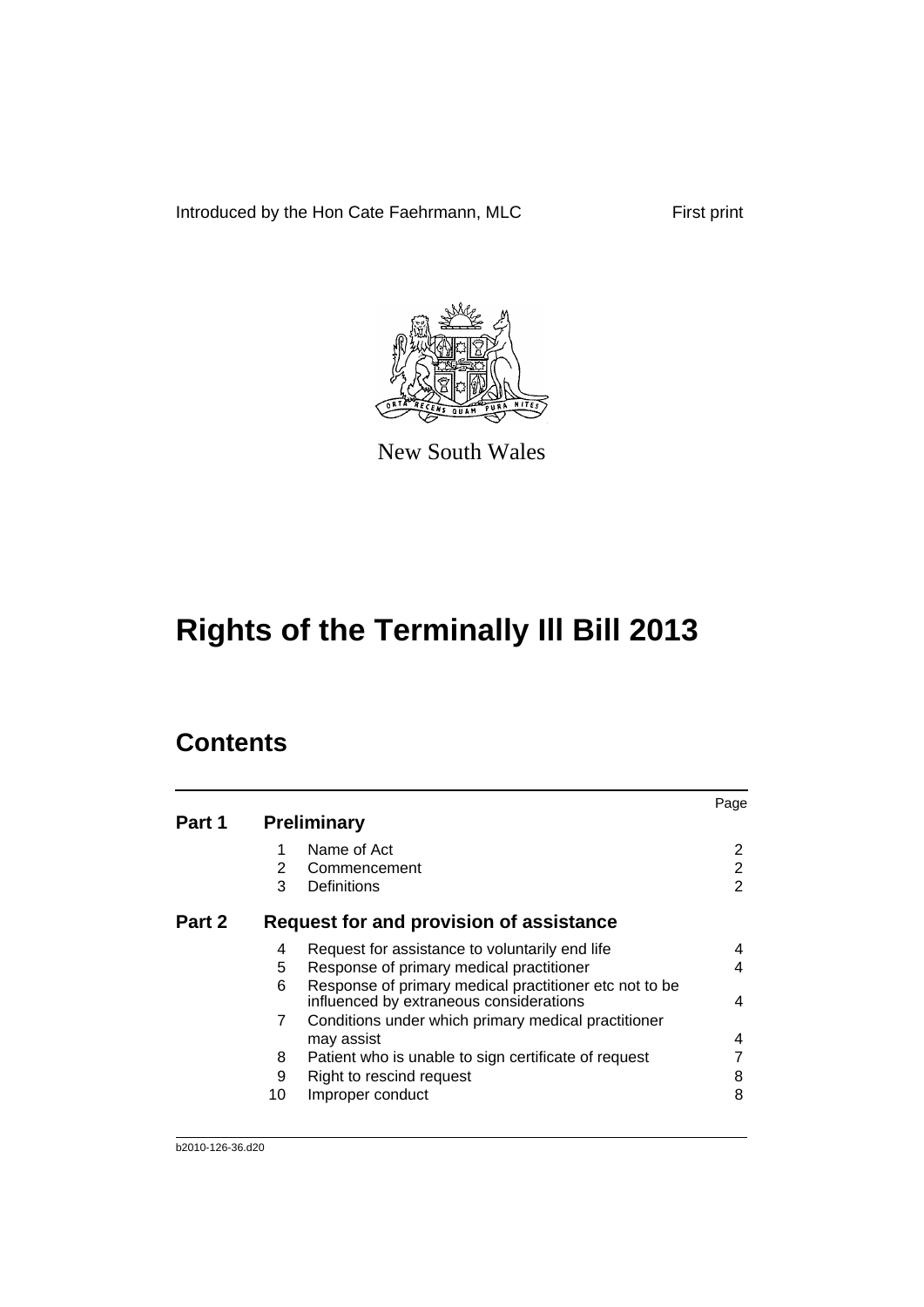Introduced by the Hon Cate Faehrmann, MLC First print

New South Wales

# Rights of the Terminally Ill Bill 2013

## Contents

| | | | Page |
|---|---|---|---|
| **Part 1** | **Preliminary** | | |
| | 1 | Name of Act | 2 |
| | 2 | Commencement | 2 |
| | 3 | Definitions | 2 |
| **Part 2** | **Request for and provision of assistance** | | |
| | 4 | Request for assistance to voluntarily end life | 4 |
| | 5 | Response of primary medical practitioner | 4 |
| | 6 | Response of primary medical practitioner etc not to be influenced by extraneous considerations | 4 |
| | 7 | Conditions under which primary medical practitioner may assist | 4 |
| | 8 | Patient who is unable to sign certificate of request | 7 |
| | 9 | Right to rescind request | 8 |
| | 10 | Improper conduct | 8 |

b2010-126-36.d20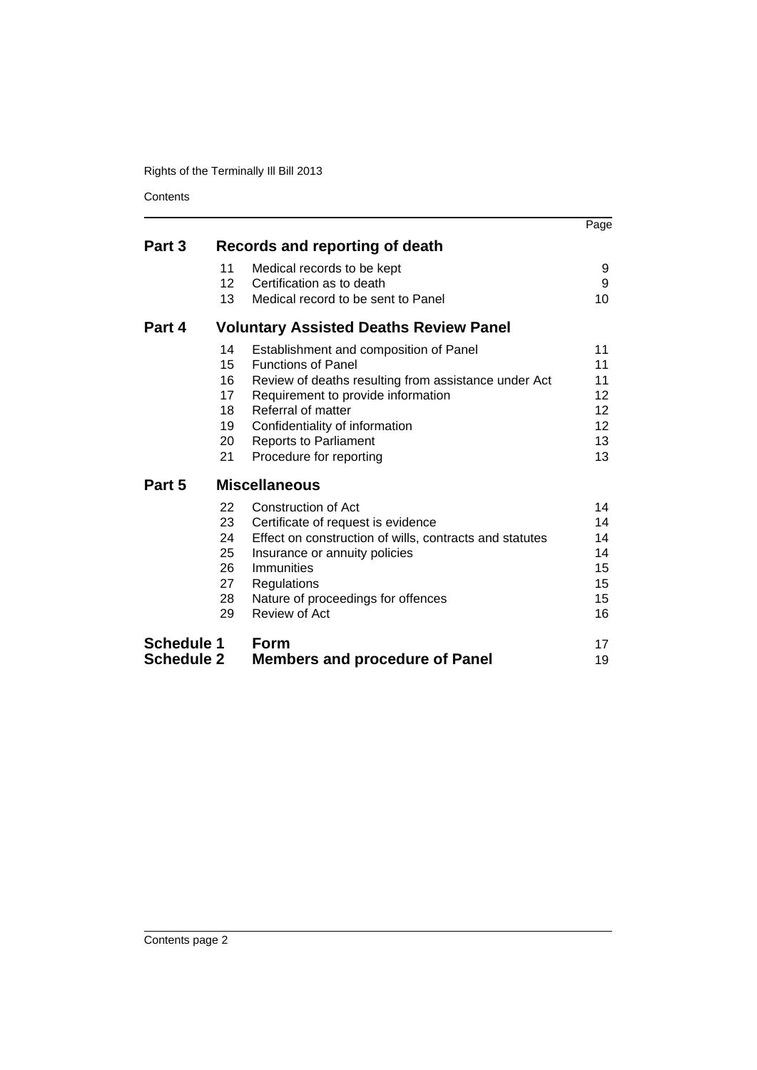| | | | Page |
|---|---|---|---|
| **Part 3** | **Records and reporting of death** | | |
| | 11 | Medical records to be kept | 9 |
| | 12 | Certification as to death | 9 |
| | 13 | Medical record to be sent to Panel | 10 |
| **Part 4** | **Voluntary Assisted Deaths Review Panel** | | |
| | 14 | Establishment and composition of Panel | 11 |
| | 15 | Functions of Panel | 11 |
| | 16 | Review of deaths resulting from assistance under Act | 11 |
| | 17 | Requirement to provide information | 12 |
| | 18 | Referral of matter | 12 |
| | 19 | Confidentiality of information | 12 |
| | 20 | Reports to Parliament | 13 |
| | 21 | Procedure for reporting | 13 |
| **Part 5** | **Miscellaneous** | | |
| | 22 | Construction of Act | 14 |
| | 23 | Certificate of request is evidence | 14 |
| | 24 | Effect on construction of wills, contracts and statutes | 14 |
| | 25 | Insurance or annuity policies | 14 |
| | 26 | Immunities | 15 |
| | 27 | Regulations | 15 |
| | 28 | Nature of proceedings for offences | 15 |
| | 29 | Review of Act | 16 |
| **Schedule 1** | **Form** | | 17 |
| **Schedule 2** | **Members and procedure of Panel** | | 19 |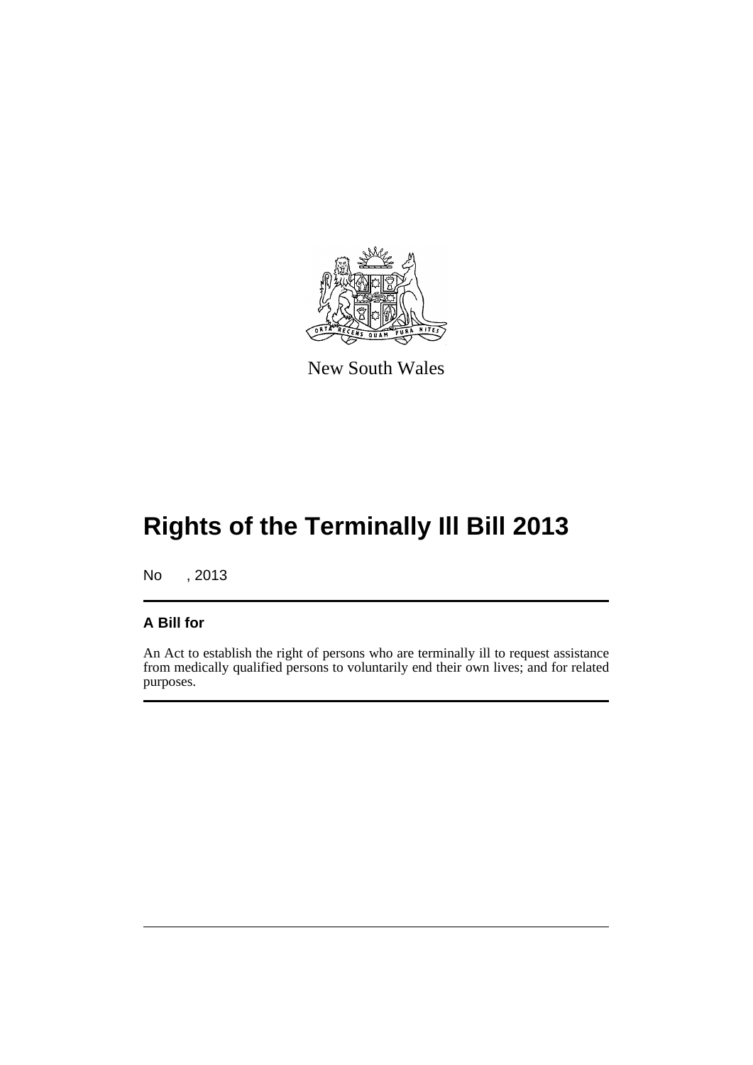New South Wales

# Rights of the Terminally Ill Bill 2013

No , 2013

## A Bill for

An Act to establish the right of persons who are terminally ill to request assistance from medically qualified persons to voluntarily end their own lives; and for related purposes.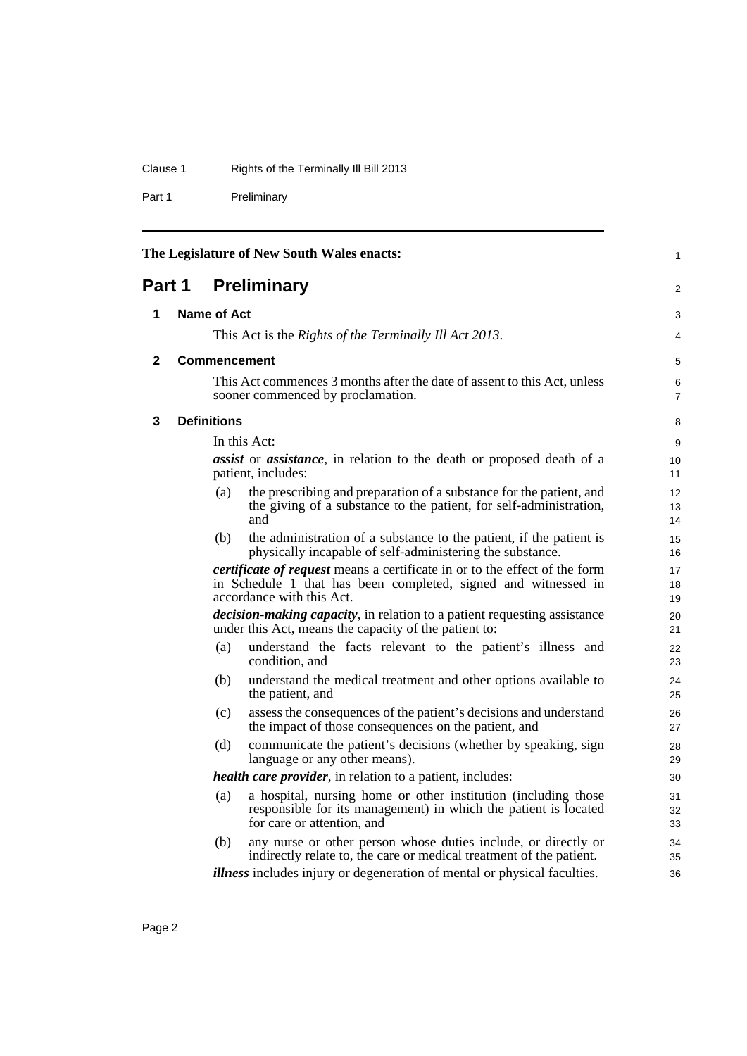The Legislature of New South Wales enacts:

# Part 1 Preliminary

## 1 Name of Act

This Act is the *Rights of the Terminally Ill Act 2013*.

## 2 Commencement

This Act commences 3 months after the date of assent to this Act, unless sooner commenced by proclamation.

## 3 Definitions

In this Act:

***assist*** or ***assistance***, in relation to the death or proposed death of a patient, includes:

(a) the prescribing and preparation of a substance for the patient, and the giving of a substance to the patient, for self-administration, and

(b) the administration of a substance to the patient, if the patient is physically incapable of self-administering the substance.

***certificate of request*** means a certificate in or to the effect of the form in Schedule 1 that has been completed, signed and witnessed in accordance with this Act.

***decision-making capacity***, in relation to a patient requesting assistance under this Act, means the capacity of the patient to:

(a) understand the facts relevant to the patient's illness and condition, and

(b) understand the medical treatment and other options available to the patient, and

(c) assess the consequences of the patient's decisions and understand the impact of those consequences on the patient, and

(d) communicate the patient's decisions (whether by speaking, sign language or any other means).

***health care provider***, in relation to a patient, includes:

(a) a hospital, nursing home or other institution (including those responsible for its management) in which the patient is located for care or attention, and

(b) any nurse or other person whose duties include, or directly or indirectly relate to, the care or medical treatment of the patient.

***illness*** includes injury or degeneration of mental or physical faculties.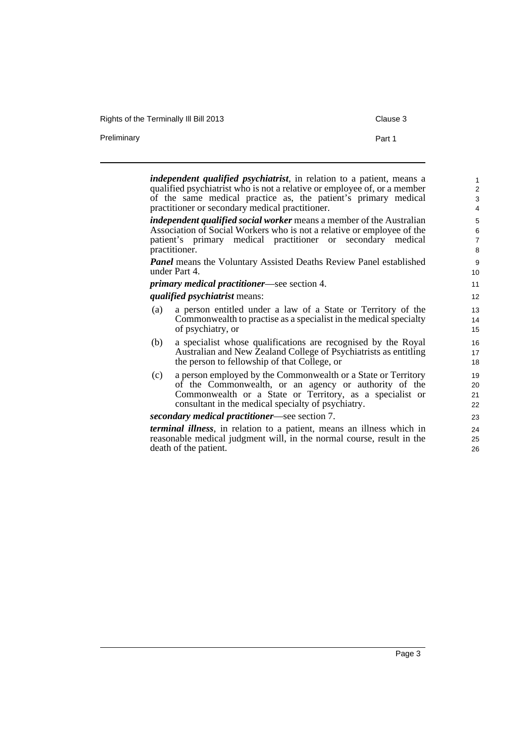***independent qualified psychiatrist***, in relation to a patient, means a qualified psychiatrist who is not a relative or employee of, or a member of the same medical practice as, the patient's primary medical practitioner or secondary medical practitioner.

***independent qualified social worker*** means a member of the Australian Association of Social Workers who is not a relative or employee of the patient's primary medical practitioner or secondary medical practitioner.

***Panel*** means the Voluntary Assisted Deaths Review Panel established under Part 4.

***primary medical practitioner***—see section 4.

***qualified psychiatrist*** means:

(a) a person entitled under a law of a State or Territory of the Commonwealth to practise as a specialist in the medical specialty of psychiatry, or

(b) a specialist whose qualifications are recognised by the Royal Australian and New Zealand College of Psychiatrists as entitling the person to fellowship of that College, or

(c) a person employed by the Commonwealth or a State or Territory of the Commonwealth, or an agency or authority of the Commonwealth or a State or Territory, as a specialist or consultant in the medical specialty of psychiatry.

***secondary medical practitioner***—see section 7.

***terminal illness***, in relation to a patient, means an illness which in reasonable medical judgment will, in the normal course, result in the death of the patient.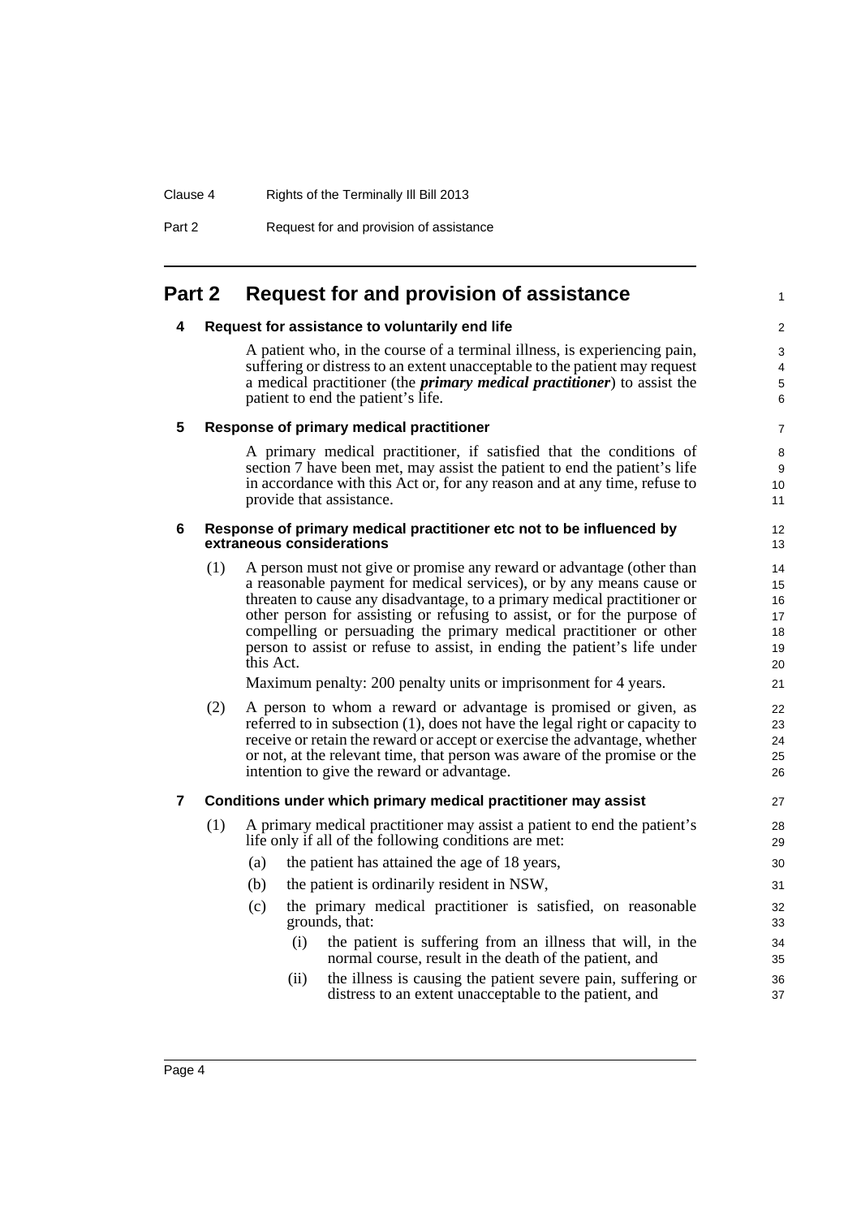# Part 2 Request for and provision of assistance

## 4 Request for assistance to voluntarily end life

A patient who, in the course of a terminal illness, is experiencing pain, suffering or distress to an extent unacceptable to the patient may request a medical practitioner (the ***primary medical practitioner***) to assist the patient to end the patient's life.

## 5 Response of primary medical practitioner

A primary medical practitioner, if satisfied that the conditions of section 7 have been met, may assist the patient to end the patient's life in accordance with this Act or, for any reason and at any time, refuse to provide that assistance.

## 6 Response of primary medical practitioner etc not to be influenced by extraneous considerations

(1) A person must not give or promise any reward or advantage (other than a reasonable payment for medical services), or by any means cause or threaten to cause any disadvantage, to a primary medical practitioner or other person for assisting or refusing to assist, or for the purpose of compelling or persuading the primary medical practitioner or other person to assist or refuse to assist, in ending the patient's life under this Act.

Maximum penalty: 200 penalty units or imprisonment for 4 years.

(2) A person to whom a reward or advantage is promised or given, as referred to in subsection (1), does not have the legal right or capacity to receive or retain the reward or accept or exercise the advantage, whether or not, at the relevant time, that person was aware of the promise or the intention to give the reward or advantage.

## 7 Conditions under which primary medical practitioner may assist

(1) A primary medical practitioner may assist a patient to end the patient's life only if all of the following conditions are met:

- (a) the patient has attained the age of 18 years,
- (b) the patient is ordinarily resident in NSW,
- (c) the primary medical practitioner is satisfied, on reasonable grounds, that:
  - (i) the patient is suffering from an illness that will, in the normal course, result in the death of the patient, and
  - (ii) the illness is causing the patient severe pain, suffering or distress to an extent unacceptable to the patient, and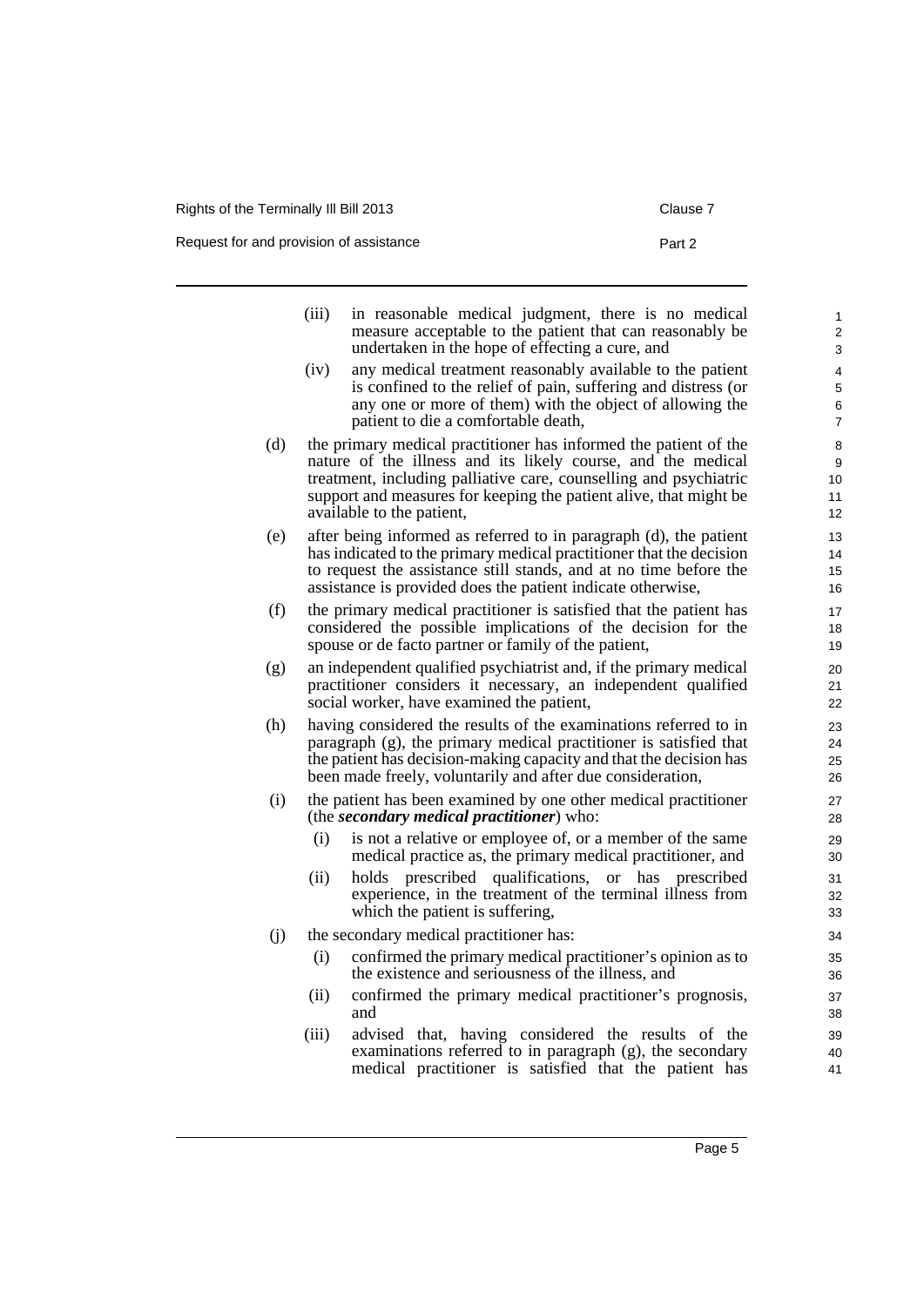(iii) in reasonable medical judgment, there is no medical measure acceptable to the patient that can reasonably be undertaken in the hope of effecting a cure, and

(iv) any medical treatment reasonably available to the patient is confined to the relief of pain, suffering and distress (or any one or more of them) with the object of allowing the patient to die a comfortable death,

(d) the primary medical practitioner has informed the patient of the nature of the illness and its likely course, and the medical treatment, including palliative care, counselling and psychiatric support and measures for keeping the patient alive, that might be available to the patient,

(e) after being informed as referred to in paragraph (d), the patient has indicated to the primary medical practitioner that the decision to request the assistance still stands, and at no time before the assistance is provided does the patient indicate otherwise,

(f) the primary medical practitioner is satisfied that the patient has considered the possible implications of the decision for the spouse or de facto partner or family of the patient,

(g) an independent qualified psychiatrist and, if the primary medical practitioner considers it necessary, an independent qualified social worker, have examined the patient,

(h) having considered the results of the examinations referred to in paragraph (g), the primary medical practitioner is satisfied that the patient has decision-making capacity and that the decision has been made freely, voluntarily and after due consideration,

(i) the patient has been examined by one other medical practitioner (the ***secondary medical practitioner***) who:

(i) is not a relative or employee of, or a member of the same medical practice as, the primary medical practitioner, and

(ii) holds prescribed qualifications, or has prescribed experience, in the treatment of the terminal illness from which the patient is suffering,

(j) the secondary medical practitioner has:

(i) confirmed the primary medical practitioner's opinion as to the existence and seriousness of the illness, and

(ii) confirmed the primary medical practitioner's prognosis, and

(iii) advised that, having considered the results of the examinations referred to in paragraph (g), the secondary medical practitioner is satisfied that the patient has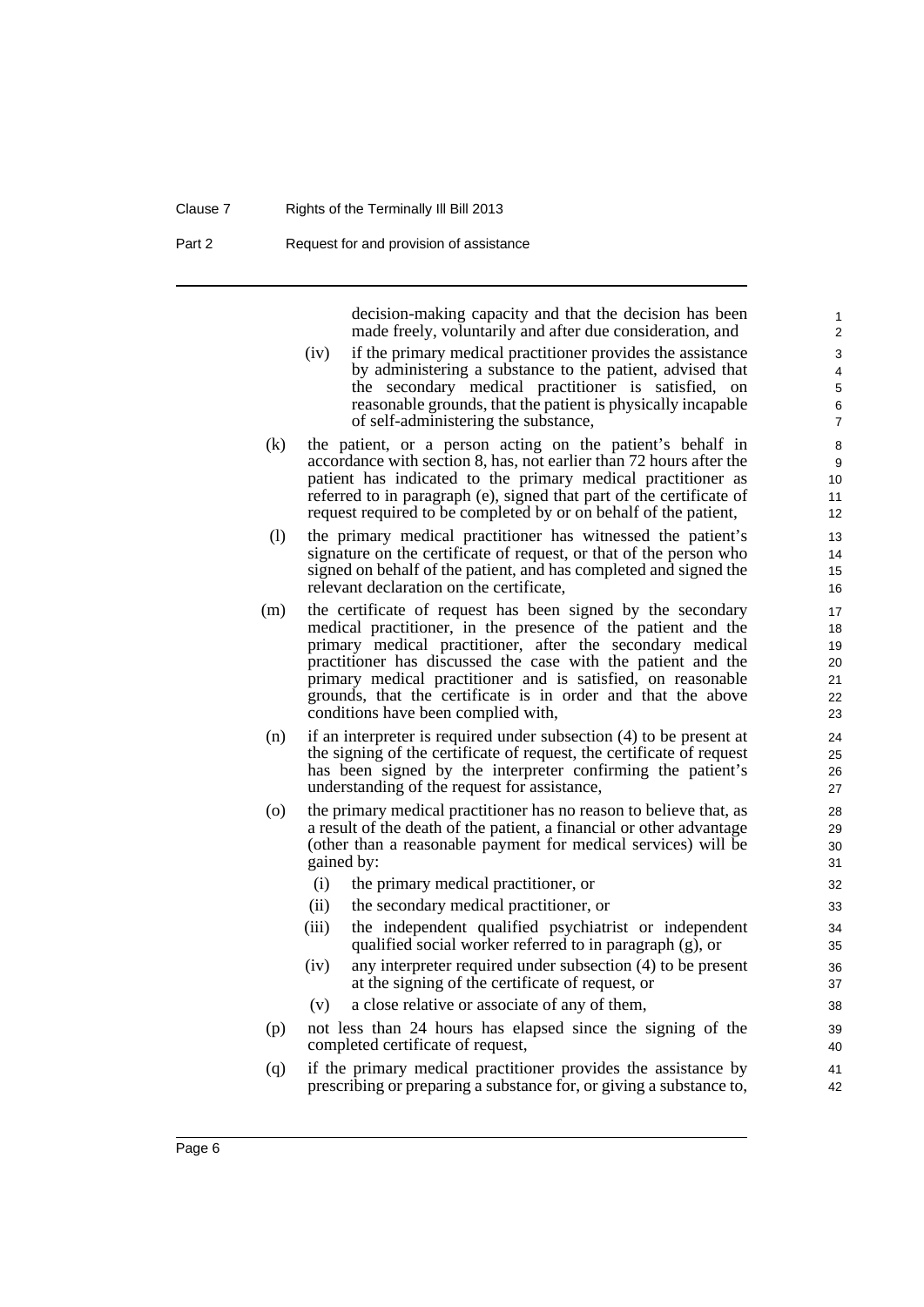decision-making capacity and that the decision has been made freely, voluntarily and after due consideration, and

(iv) if the primary medical practitioner provides the assistance by administering a substance to the patient, advised that the secondary medical practitioner is satisfied, on reasonable grounds, that the patient is physically incapable of self-administering the substance,

(k) the patient, or a person acting on the patient's behalf in accordance with section 8, has, not earlier than 72 hours after the patient has indicated to the primary medical practitioner as referred to in paragraph (e), signed that part of the certificate of request required to be completed by or on behalf of the patient,

(l) the primary medical practitioner has witnessed the patient's signature on the certificate of request, or that of the person who signed on behalf of the patient, and has completed and signed the relevant declaration on the certificate,

(m) the certificate of request has been signed by the secondary medical practitioner, in the presence of the patient and the primary medical practitioner, after the secondary medical practitioner has discussed the case with the patient and the primary medical practitioner and is satisfied, on reasonable grounds, that the certificate is in order and that the above conditions have been complied with,

(n) if an interpreter is required under subsection (4) to be present at the signing of the certificate of request, the certificate of request has been signed by the interpreter confirming the patient's understanding of the request for assistance,

(o) the primary medical practitioner has no reason to believe that, as a result of the death of the patient, a financial or other advantage (other than a reasonable payment for medical services) will be gained by:

(i) the primary medical practitioner, or

(ii) the secondary medical practitioner, or

(iii) the independent qualified psychiatrist or independent qualified social worker referred to in paragraph (g), or

(iv) any interpreter required under subsection (4) to be present at the signing of the certificate of request, or

(v) a close relative or associate of any of them,

(p) not less than 24 hours has elapsed since the signing of the completed certificate of request,

(q) if the primary medical practitioner provides the assistance by prescribing or preparing a substance for, or giving a substance to,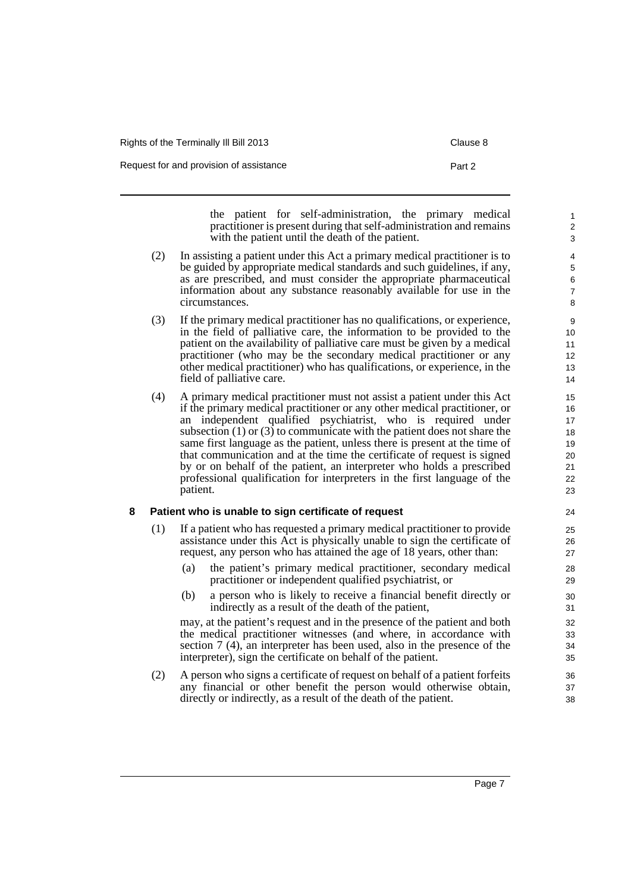the patient for self-administration, the primary medical practitioner is present during that self-administration and remains with the patient until the death of the patient.

(2) In assisting a patient under this Act a primary medical practitioner is to be guided by appropriate medical standards and such guidelines, if any, as are prescribed, and must consider the appropriate pharmaceutical information about any substance reasonably available for use in the circumstances.

(3) If the primary medical practitioner has no qualifications, or experience, in the field of palliative care, the information to be provided to the patient on the availability of palliative care must be given by a medical practitioner (who may be the secondary medical practitioner or any other medical practitioner) who has qualifications, or experience, in the field of palliative care.

(4) A primary medical practitioner must not assist a patient under this Act if the primary medical practitioner or any other medical practitioner, or an independent qualified psychiatrist, who is required under subsection (1) or (3) to communicate with the patient does not share the same first language as the patient, unless there is present at the time of that communication and at the time the certificate of request is signed by or on behalf of the patient, an interpreter who holds a prescribed professional qualification for interpreters in the first language of the patient.

### 8 Patient who is unable to sign certificate of request

(1) If a patient who has requested a primary medical practitioner to provide assistance under this Act is physically unable to sign the certificate of request, any person who has attained the age of 18 years, other than:

(a) the patient's primary medical practitioner, secondary medical practitioner or independent qualified psychiatrist, or

(b) a person who is likely to receive a financial benefit directly or indirectly as a result of the death of the patient,

may, at the patient's request and in the presence of the patient and both the medical practitioner witnesses (and where, in accordance with section 7 (4), an interpreter has been used, also in the presence of the interpreter), sign the certificate on behalf of the patient.

(2) A person who signs a certificate of request on behalf of a patient forfeits any financial or other benefit the person would otherwise obtain, directly or indirectly, as a result of the death of the patient.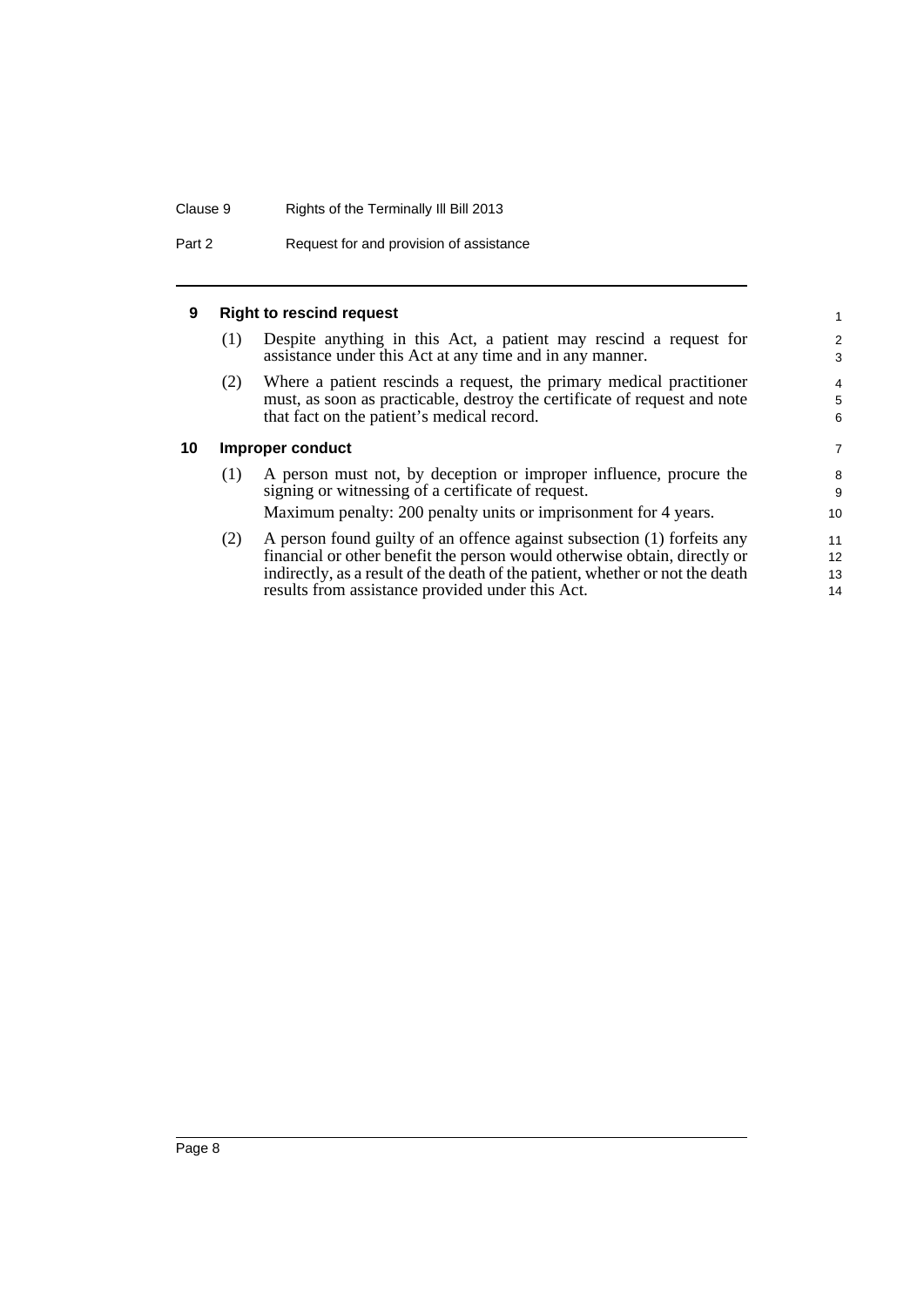### 9 Right to rescind request

(1) Despite anything in this Act, a patient may rescind a request for assistance under this Act at any time and in any manner.

(2) Where a patient rescinds a request, the primary medical practitioner must, as soon as practicable, destroy the certificate of request and note that fact on the patient's medical record.

### 10 Improper conduct

(1) A person must not, by deception or improper influence, procure the signing or witnessing of a certificate of request.

Maximum penalty: 200 penalty units or imprisonment for 4 years.

(2) A person found guilty of an offence against subsection (1) forfeits any financial or other benefit the person would otherwise obtain, directly or indirectly, as a result of the death of the patient, whether or not the death results from assistance provided under this Act.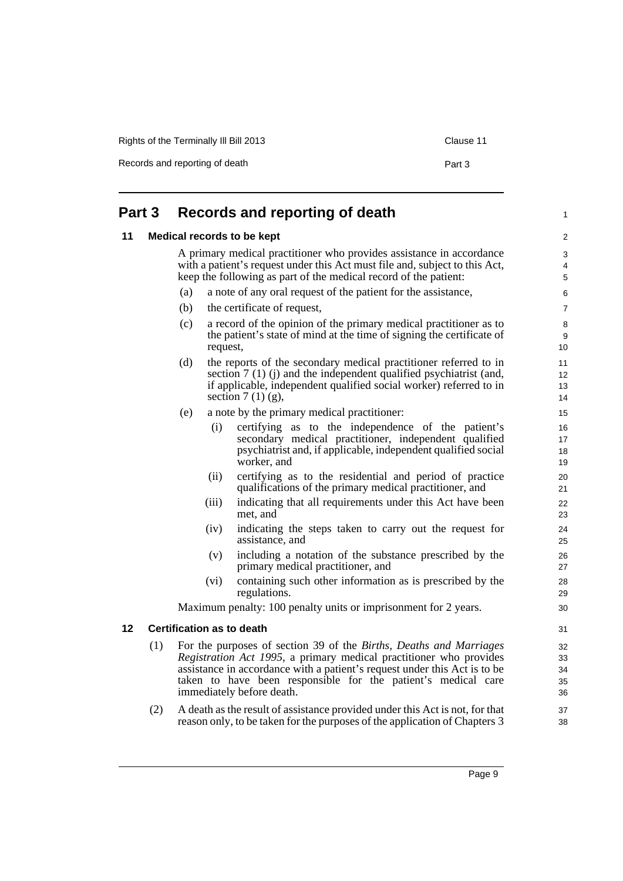# Part 3 Records and reporting of death

## 11 Medical records to be kept

A primary medical practitioner who provides assistance in accordance with a patient's request under this Act must file and, subject to this Act, keep the following as part of the medical record of the patient:

(a) a note of any oral request of the patient for the assistance,

(b) the certificate of request,

(c) a record of the opinion of the primary medical practitioner as to the patient's state of mind at the time of signing the certificate of request,

(d) the reports of the secondary medical practitioner referred to in section 7 (1) (j) and the independent qualified psychiatrist (and, if applicable, independent qualified social worker) referred to in section 7 (1) (g),

(e) a note by the primary medical practitioner:

(i) certifying as to the independence of the patient's secondary medical practitioner, independent qualified psychiatrist and, if applicable, independent qualified social worker, and

(ii) certifying as to the residential and period of practice qualifications of the primary medical practitioner, and

(iii) indicating that all requirements under this Act have been met, and

(iv) indicating the steps taken to carry out the request for assistance, and

(v) including a notation of the substance prescribed by the primary medical practitioner, and

(vi) containing such other information as is prescribed by the regulations.

Maximum penalty: 100 penalty units or imprisonment for 2 years.

## 12 Certification as to death

(1) For the purposes of section 39 of the *Births, Deaths and Marriages Registration Act 1995*, a primary medical practitioner who provides assistance in accordance with a patient's request under this Act is to be taken to have been responsible for the patient's medical care immediately before death.

(2) A death as the result of assistance provided under this Act is not, for that reason only, to be taken for the purposes of the application of Chapters 3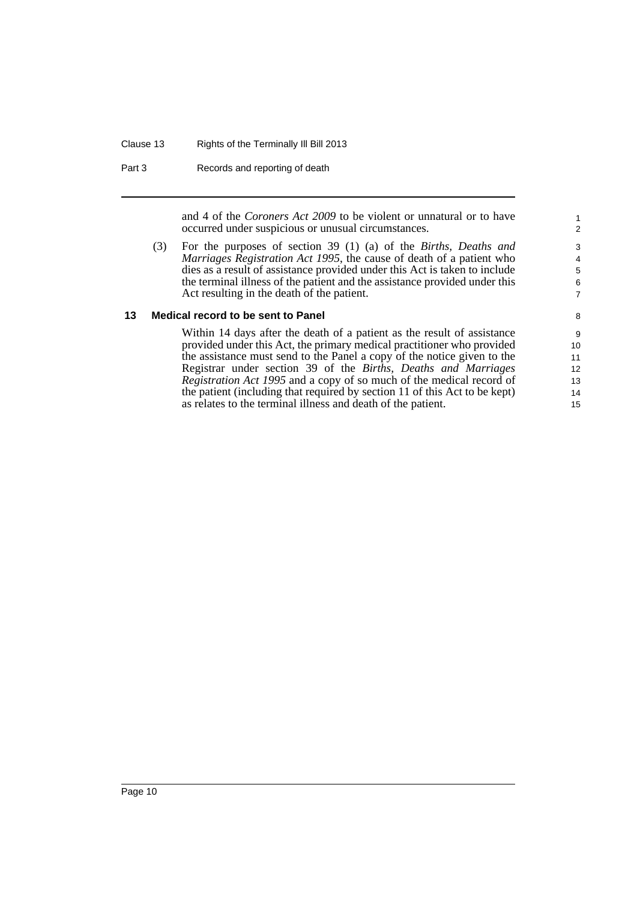and 4 of the *Coroners Act 2009* to be violent or unnatural or to have occurred under suspicious or unusual circumstances.

(3) For the purposes of section 39 (1) (a) of the *Births, Deaths and Marriages Registration Act 1995*, the cause of death of a patient who dies as a result of assistance provided under this Act is taken to include the terminal illness of the patient and the assistance provided under this Act resulting in the death of the patient.

### 13 Medical record to be sent to Panel

Within 14 days after the death of a patient as the result of assistance provided under this Act, the primary medical practitioner who provided the assistance must send to the Panel a copy of the notice given to the Registrar under section 39 of the *Births, Deaths and Marriages Registration Act 1995* and a copy of so much of the medical record of the patient (including that required by section 11 of this Act to be kept) as relates to the terminal illness and death of the patient.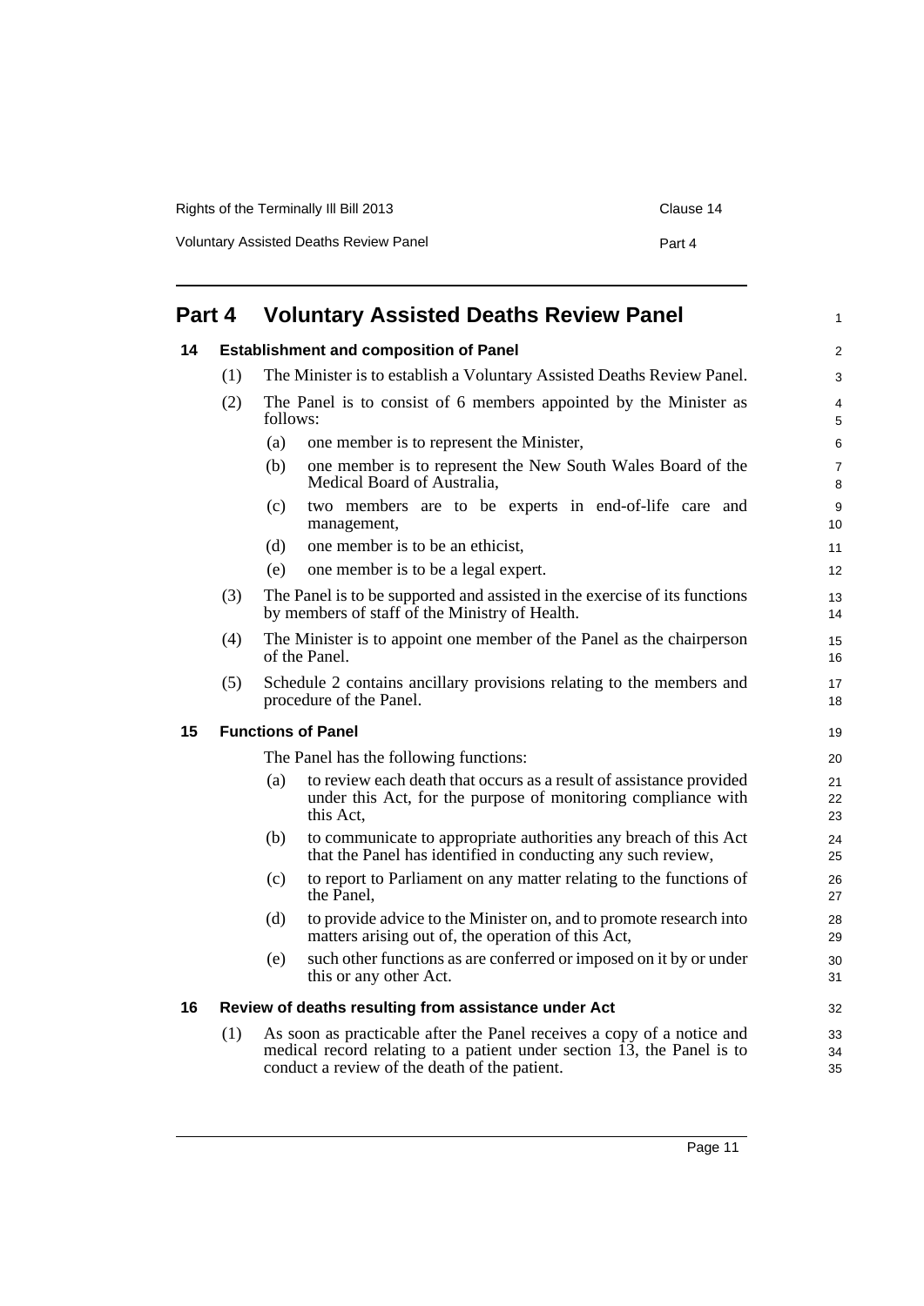# Part 4 Voluntary Assisted Deaths Review Panel

## 14 Establishment and composition of Panel

(1) The Minister is to establish a Voluntary Assisted Deaths Review Panel.

(2) The Panel is to consist of 6 members appointed by the Minister as follows:

- (a) one member is to represent the Minister,
- (b) one member is to represent the New South Wales Board of the Medical Board of Australia,
- (c) two members are to be experts in end-of-life care and management,
- (d) one member is to be an ethicist,
- (e) one member is to be a legal expert.

(3) The Panel is to be supported and assisted in the exercise of its functions by members of staff of the Ministry of Health.

(4) The Minister is to appoint one member of the Panel as the chairperson of the Panel.

(5) Schedule 2 contains ancillary provisions relating to the members and procedure of the Panel.

## 15 Functions of Panel

The Panel has the following functions:

- (a) to review each death that occurs as a result of assistance provided under this Act, for the purpose of monitoring compliance with this Act,
- (b) to communicate to appropriate authorities any breach of this Act that the Panel has identified in conducting any such review,
- (c) to report to Parliament on any matter relating to the functions of the Panel,
- (d) to provide advice to the Minister on, and to promote research into matters arising out of, the operation of this Act,
- (e) such other functions as are conferred or imposed on it by or under this or any other Act.

## 16 Review of deaths resulting from assistance under Act

(1) As soon as practicable after the Panel receives a copy of a notice and medical record relating to a patient under section 13, the Panel is to conduct a review of the death of the patient.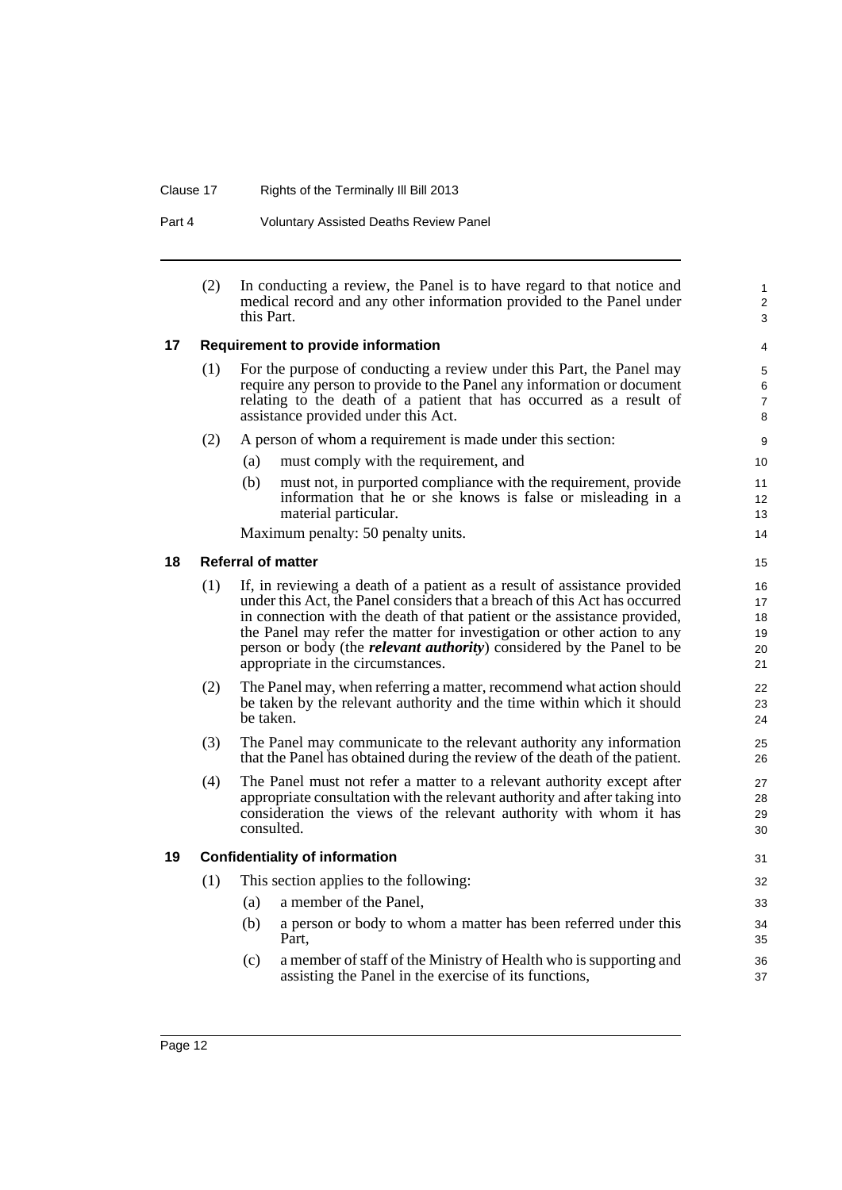(2) In conducting a review, the Panel is to have regard to that notice and medical record and any other information provided to the Panel under this Part.

### 17 Requirement to provide information

(1) For the purpose of conducting a review under this Part, the Panel may require any person to provide to the Panel any information or document relating to the death of a patient that has occurred as a result of assistance provided under this Act.

(2) A person of whom a requirement is made under this section:

(a) must comply with the requirement, and

(b) must not, in purported compliance with the requirement, provide information that he or she knows is false or misleading in a material particular.

Maximum penalty: 50 penalty units.

### 18 Referral of matter

(1) If, in reviewing a death of a patient as a result of assistance provided under this Act, the Panel considers that a breach of this Act has occurred in connection with the death of that patient or the assistance provided, the Panel may refer the matter for investigation or other action to any person or body (the ***relevant authority***) considered by the Panel to be appropriate in the circumstances.

(2) The Panel may, when referring a matter, recommend what action should be taken by the relevant authority and the time within which it should be taken.

(3) The Panel may communicate to the relevant authority any information that the Panel has obtained during the review of the death of the patient.

(4) The Panel must not refer a matter to a relevant authority except after appropriate consultation with the relevant authority and after taking into consideration the views of the relevant authority with whom it has consulted.

### 19 Confidentiality of information

(1) This section applies to the following:

(a) a member of the Panel,

(b) a person or body to whom a matter has been referred under this Part,

(c) a member of staff of the Ministry of Health who is supporting and assisting the Panel in the exercise of its functions,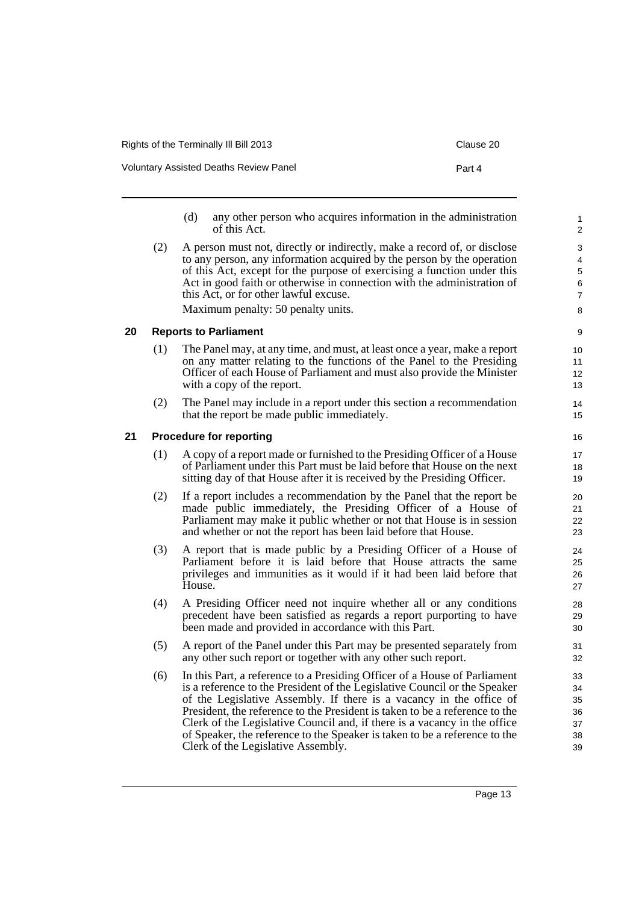(d) any other person who acquires information in the administration of this Act.

(2) A person must not, directly or indirectly, make a record of, or disclose to any person, any information acquired by the person by the operation of this Act, except for the purpose of exercising a function under this Act in good faith or otherwise in connection with the administration of this Act, or for other lawful excuse.

Maximum penalty: 50 penalty units.

### 20 Reports to Parliament

(1) The Panel may, at any time, and must, at least once a year, make a report on any matter relating to the functions of the Panel to the Presiding Officer of each House of Parliament and must also provide the Minister with a copy of the report.

(2) The Panel may include in a report under this section a recommendation that the report be made public immediately.

### 21 Procedure for reporting

(1) A copy of a report made or furnished to the Presiding Officer of a House of Parliament under this Part must be laid before that House on the next sitting day of that House after it is received by the Presiding Officer.

(2) If a report includes a recommendation by the Panel that the report be made public immediately, the Presiding Officer of a House of Parliament may make it public whether or not that House is in session and whether or not the report has been laid before that House.

(3) A report that is made public by a Presiding Officer of a House of Parliament before it is laid before that House attracts the same privileges and immunities as it would if it had been laid before that House.

(4) A Presiding Officer need not inquire whether all or any conditions precedent have been satisfied as regards a report purporting to have been made and provided in accordance with this Part.

(5) A report of the Panel under this Part may be presented separately from any other such report or together with any other such report.

(6) In this Part, a reference to a Presiding Officer of a House of Parliament is a reference to the President of the Legislative Council or the Speaker of the Legislative Assembly. If there is a vacancy in the office of President, the reference to the President is taken to be a reference to the Clerk of the Legislative Council and, if there is a vacancy in the office of Speaker, the reference to the Speaker is taken to be a reference to the Clerk of the Legislative Assembly.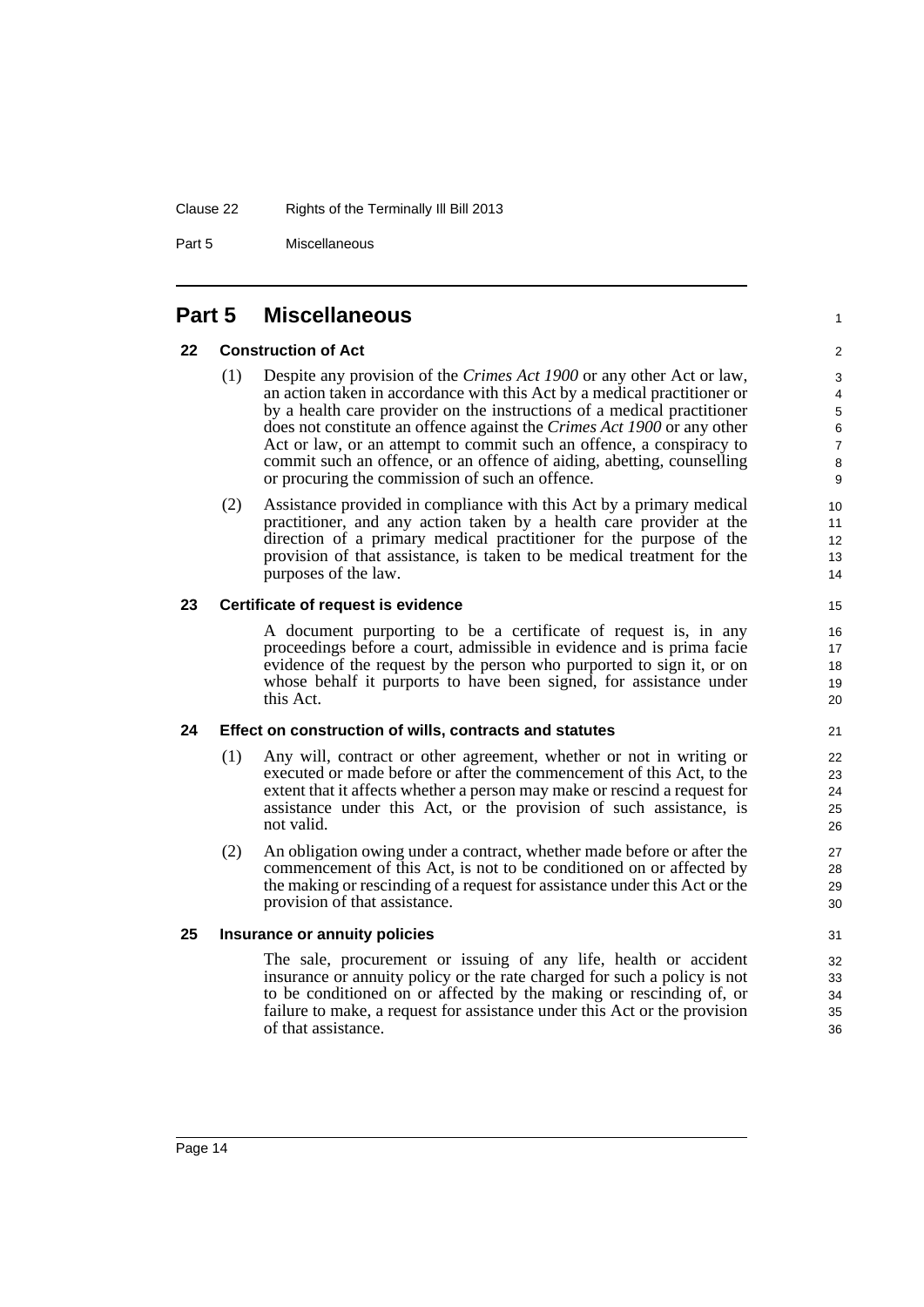# Part 5 Miscellaneous

## 22 Construction of Act

(1) Despite any provision of the *Crimes Act 1900* or any other Act or law, an action taken in accordance with this Act by a medical practitioner or by a health care provider on the instructions of a medical practitioner does not constitute an offence against the *Crimes Act 1900* or any other Act or law, or an attempt to commit such an offence, a conspiracy to commit such an offence, or an offence of aiding, abetting, counselling or procuring the commission of such an offence.

(2) Assistance provided in compliance with this Act by a primary medical practitioner, and any action taken by a health care provider at the direction of a primary medical practitioner for the purpose of the provision of that assistance, is taken to be medical treatment for the purposes of the law.

## 23 Certificate of request is evidence

A document purporting to be a certificate of request is, in any proceedings before a court, admissible in evidence and is prima facie evidence of the request by the person who purported to sign it, or on whose behalf it purports to have been signed, for assistance under this Act.

## 24 Effect on construction of wills, contracts and statutes

(1) Any will, contract or other agreement, whether or not in writing or executed or made before or after the commencement of this Act, to the extent that it affects whether a person may make or rescind a request for assistance under this Act, or the provision of such assistance, is not valid.

(2) An obligation owing under a contract, whether made before or after the commencement of this Act, is not to be conditioned on or affected by the making or rescinding of a request for assistance under this Act or the provision of that assistance.

## 25 Insurance or annuity policies

The sale, procurement or issuing of any life, health or accident insurance or annuity policy or the rate charged for such a policy is not to be conditioned on or affected by the making or rescinding of, or failure to make, a request for assistance under this Act or the provision of that assistance.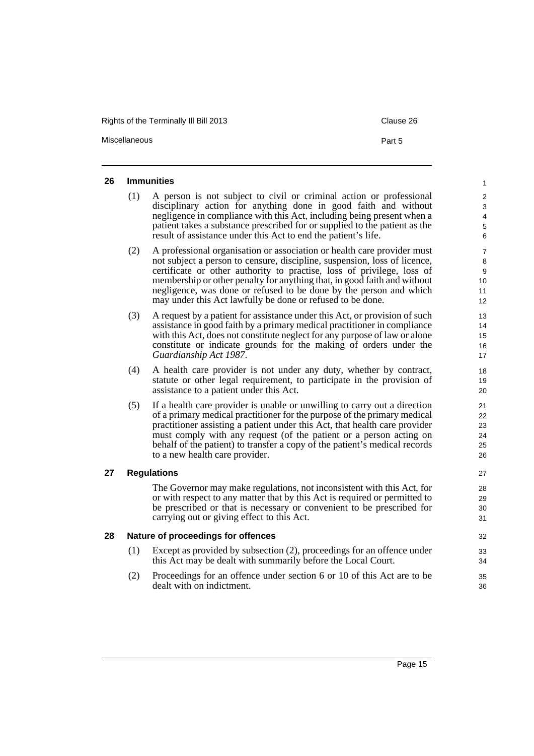## 26 Immunities

(1) A person is not subject to civil or criminal action or professional disciplinary action for anything done in good faith and without negligence in compliance with this Act, including being present when a patient takes a substance prescribed for or supplied to the patient as the result of assistance under this Act to end the patient's life.

(2) A professional organisation or association or health care provider must not subject a person to censure, discipline, suspension, loss of licence, certificate or other authority to practise, loss of privilege, loss of membership or other penalty for anything that, in good faith and without negligence, was done or refused to be done by the person and which may under this Act lawfully be done or refused to be done.

(3) A request by a patient for assistance under this Act, or provision of such assistance in good faith by a primary medical practitioner in compliance with this Act, does not constitute neglect for any purpose of law or alone constitute or indicate grounds for the making of orders under the *Guardianship Act 1987*.

(4) A health care provider is not under any duty, whether by contract, statute or other legal requirement, to participate in the provision of assistance to a patient under this Act.

(5) If a health care provider is unable or unwilling to carry out a direction of a primary medical practitioner for the purpose of the primary medical practitioner assisting a patient under this Act, that health care provider must comply with any request (of the patient or a person acting on behalf of the patient) to transfer a copy of the patient's medical records to a new health care provider.

## 27 Regulations

The Governor may make regulations, not inconsistent with this Act, for or with respect to any matter that by this Act is required or permitted to be prescribed or that is necessary or convenient to be prescribed for carrying out or giving effect to this Act.

## 28 Nature of proceedings for offences

(1) Except as provided by subsection (2), proceedings for an offence under this Act may be dealt with summarily before the Local Court.

(2) Proceedings for an offence under section 6 or 10 of this Act are to be dealt with on indictment.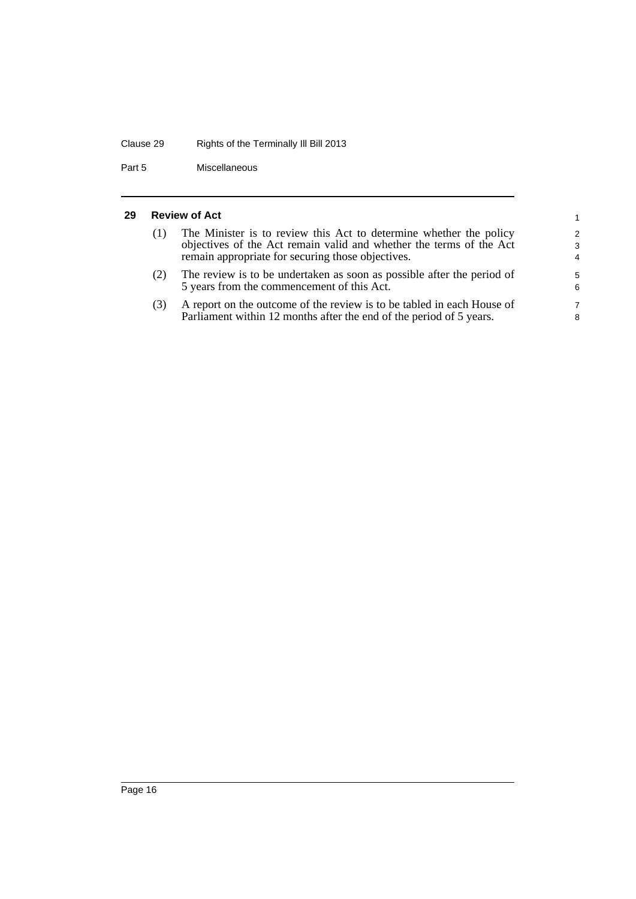## 29 Review of Act

(1) The Minister is to review this Act to determine whether the policy objectives of the Act remain valid and whether the terms of the Act remain appropriate for securing those objectives.

(2) The review is to be undertaken as soon as possible after the period of 5 years from the commencement of this Act.

(3) A report on the outcome of the review is to be tabled in each House of Parliament within 12 months after the end of the period of 5 years.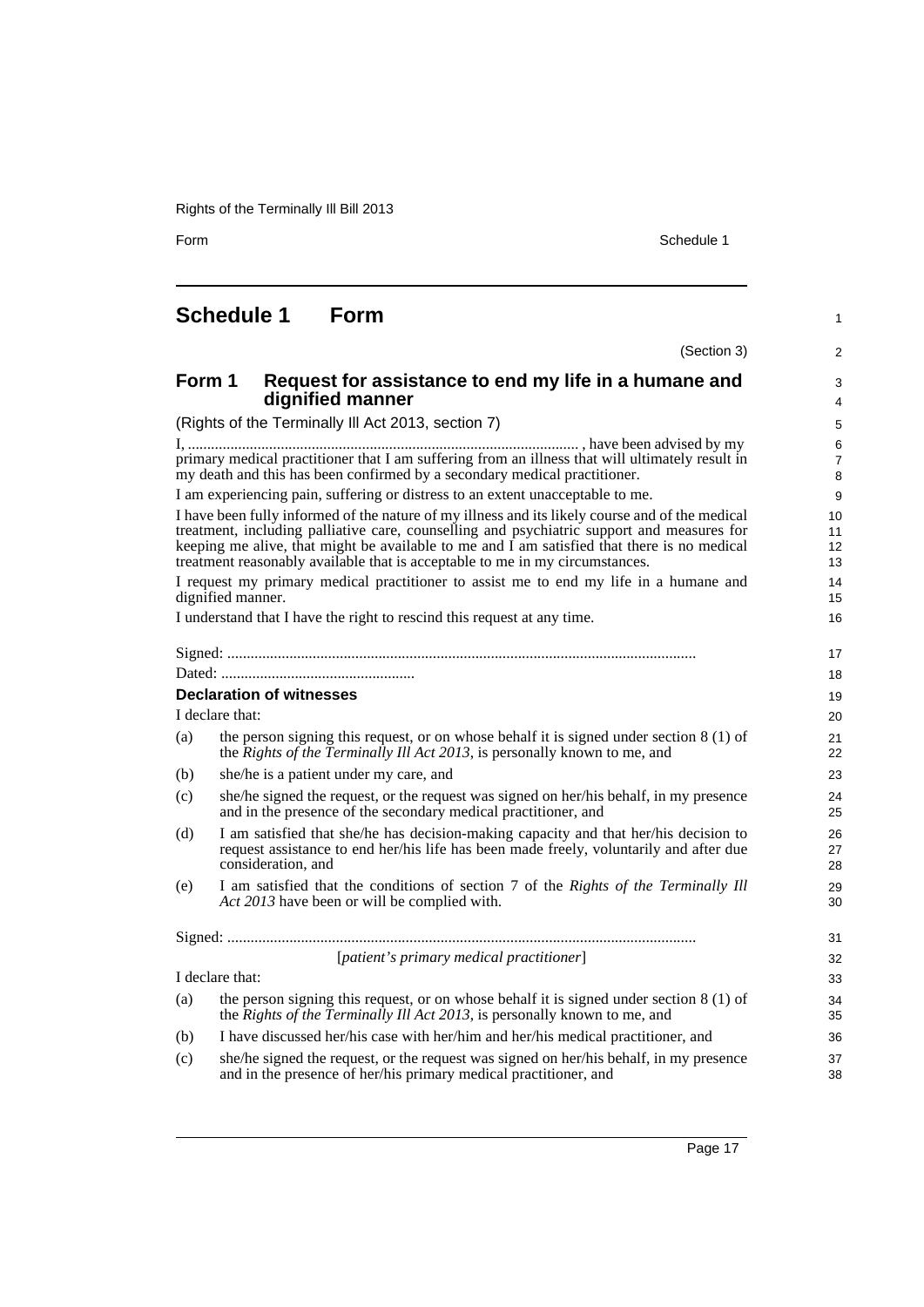# Schedule 1 Form

(Section 3)

## Form 1 Request for assistance to end my life in a humane and dignified manner

(Rights of the Terminally Ill Act 2013, section 7)

I, .................................................................................................... , have been advised by my primary medical practitioner that I am suffering from an illness that will ultimately result in my death and this has been confirmed by a secondary medical practitioner.

I am experiencing pain, suffering or distress to an extent unacceptable to me.

I have been fully informed of the nature of my illness and its likely course and of the medical treatment, including palliative care, counselling and psychiatric support and measures for keeping me alive, that might be available to me and I am satisfied that there is no medical treatment reasonably available that is acceptable to me in my circumstances.

I request my primary medical practitioner to assist me to end my life in a humane and dignified manner.

I understand that I have the right to rescind this request at any time.

Signed: ........................................................................................................................

Dated: ..................................................

**Declaration of witnesses**

I declare that:

(a) the person signing this request, or on whose behalf it is signed under section 8 (1) of the *Rights of the Terminally Ill Act 2013*, is personally known to me, and

(b) she/he is a patient under my care, and

(c) she/he signed the request, or the request was signed on her/his behalf, in my presence and in the presence of the secondary medical practitioner, and

(d) I am satisfied that she/he has decision-making capacity and that her/his decision to request assistance to end her/his life has been made freely, voluntarily and after due consideration, and

(e) I am satisfied that the conditions of section 7 of the *Rights of the Terminally Ill Act 2013* have been or will be complied with.

Signed: ........................................................................................................................

[*patient's primary medical practitioner*]

I declare that:

(a) the person signing this request, or on whose behalf it is signed under section 8 (1) of the *Rights of the Terminally Ill Act 2013*, is personally known to me, and

(b) I have discussed her/his case with her/him and her/his medical practitioner, and

(c) she/he signed the request, or the request was signed on her/his behalf, in my presence and in the presence of her/his primary medical practitioner, and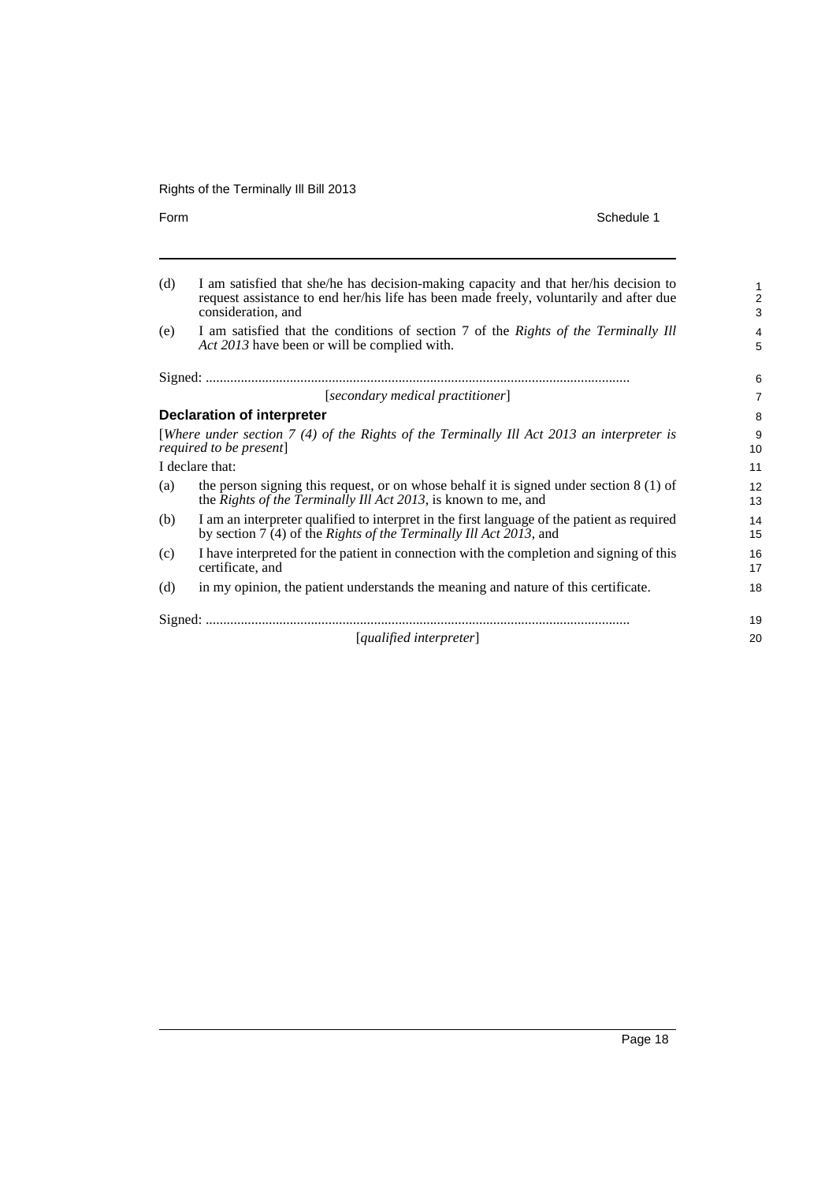(d) I am satisfied that she/he has decision-making capacity and that her/his decision to request assistance to end her/his life has been made freely, voluntarily and after due consideration, and

(e) I am satisfied that the conditions of section 7 of the *Rights of the Terminally Ill Act 2013* have been or will be complied with.

Signed: ........................................................................................................................

[*secondary medical practitioner*]

### Declaration of interpreter

[*Where under section 7 (4) of the Rights of the Terminally Ill Act 2013 an interpreter is required to be present*]

I declare that:

(a) the person signing this request, or on whose behalf it is signed under section 8 (1) of the *Rights of the Terminally Ill Act 2013*, is known to me, and

(b) I am an interpreter qualified to interpret in the first language of the patient as required by section 7 (4) of the *Rights of the Terminally Ill Act 2013*, and

(c) I have interpreted for the patient in connection with the completion and signing of this certificate, and

(d) in my opinion, the patient understands the meaning and nature of this certificate.

Signed: ........................................................................................................................

[*qualified interpreter*]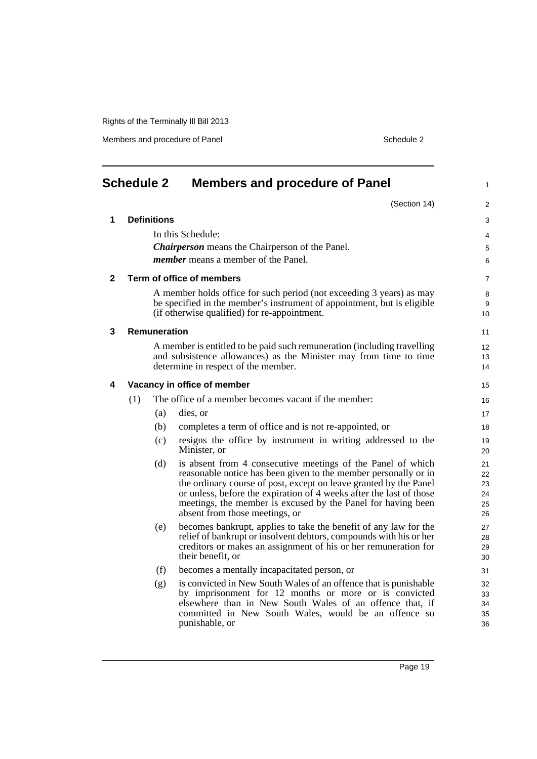## Schedule 2 Members and procedure of Panel

(Section 14)

### 1 Definitions

In this Schedule:

***Chairperson*** means the Chairperson of the Panel.

***member*** means a member of the Panel.

### 2 Term of office of members

A member holds office for such period (not exceeding 3 years) as may be specified in the member's instrument of appointment, but is eligible (if otherwise qualified) for re-appointment.

### 3 Remuneration

A member is entitled to be paid such remuneration (including travelling and subsistence allowances) as the Minister may from time to time determine in respect of the member.

### 4 Vacancy in office of member

(1) The office of a member becomes vacant if the member:

(a) dies, or

(b) completes a term of office and is not re-appointed, or

(c) resigns the office by instrument in writing addressed to the Minister, or

(d) is absent from 4 consecutive meetings of the Panel of which reasonable notice has been given to the member personally or in the ordinary course of post, except on leave granted by the Panel or unless, before the expiration of 4 weeks after the last of those meetings, the member is excused by the Panel for having been absent from those meetings, or

(e) becomes bankrupt, applies to take the benefit of any law for the relief of bankrupt or insolvent debtors, compounds with his or her creditors or makes an assignment of his or her remuneration for their benefit, or

(f) becomes a mentally incapacitated person, or

(g) is convicted in New South Wales of an offence that is punishable by imprisonment for 12 months or more or is convicted elsewhere than in New South Wales of an offence that, if committed in New South Wales, would be an offence so punishable, or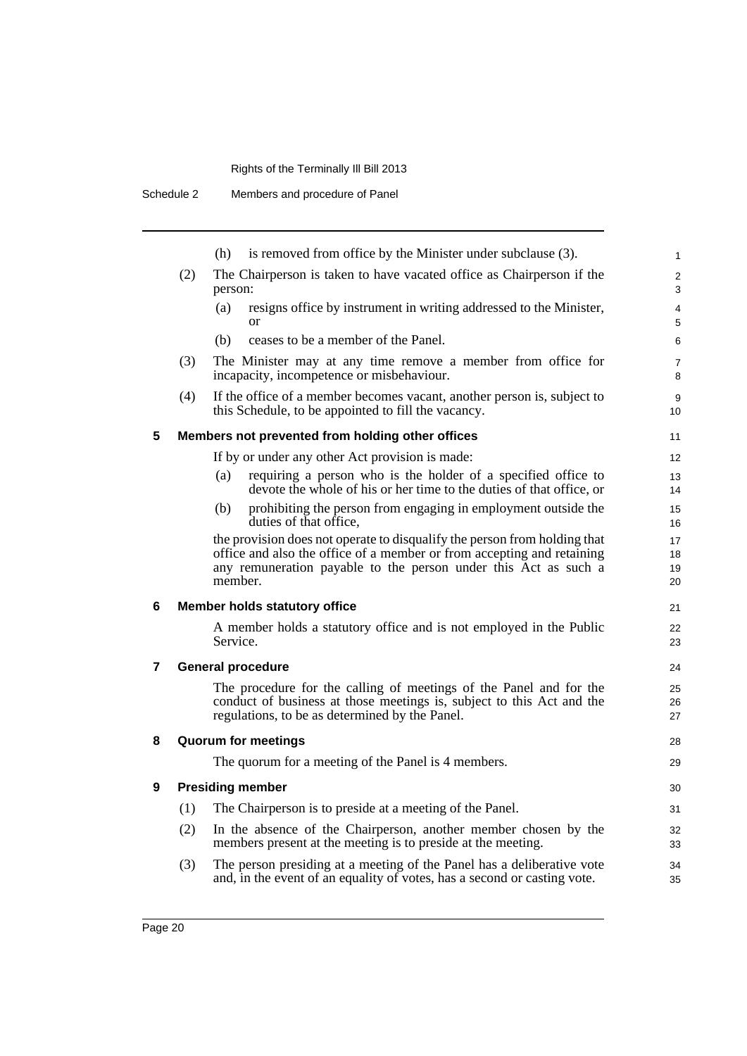(h) is removed from office by the Minister under subclause (3).

(2) The Chairperson is taken to have vacated office as Chairperson if the person:

(a) resigns office by instrument in writing addressed to the Minister, or

(b) ceases to be a member of the Panel.

(3) The Minister may at any time remove a member from office for incapacity, incompetence or misbehaviour.

(4) If the office of a member becomes vacant, another person is, subject to this Schedule, to be appointed to fill the vacancy.

## 5 Members not prevented from holding other offices

If by or under any other Act provision is made:

(a) requiring a person who is the holder of a specified office to devote the whole of his or her time to the duties of that office, or

(b) prohibiting the person from engaging in employment outside the duties of that office,

the provision does not operate to disqualify the person from holding that office and also the office of a member or from accepting and retaining any remuneration payable to the person under this Act as such a member.

## 6 Member holds statutory office

A member holds a statutory office and is not employed in the Public Service.

## 7 General procedure

The procedure for the calling of meetings of the Panel and for the conduct of business at those meetings is, subject to this Act and the regulations, to be as determined by the Panel.

## 8 Quorum for meetings

The quorum for a meeting of the Panel is 4 members.

## 9 Presiding member

(1) The Chairperson is to preside at a meeting of the Panel.

(2) In the absence of the Chairperson, another member chosen by the members present at the meeting is to preside at the meeting.

(3) The person presiding at a meeting of the Panel has a deliberative vote and, in the event of an equality of votes, has a second or casting vote.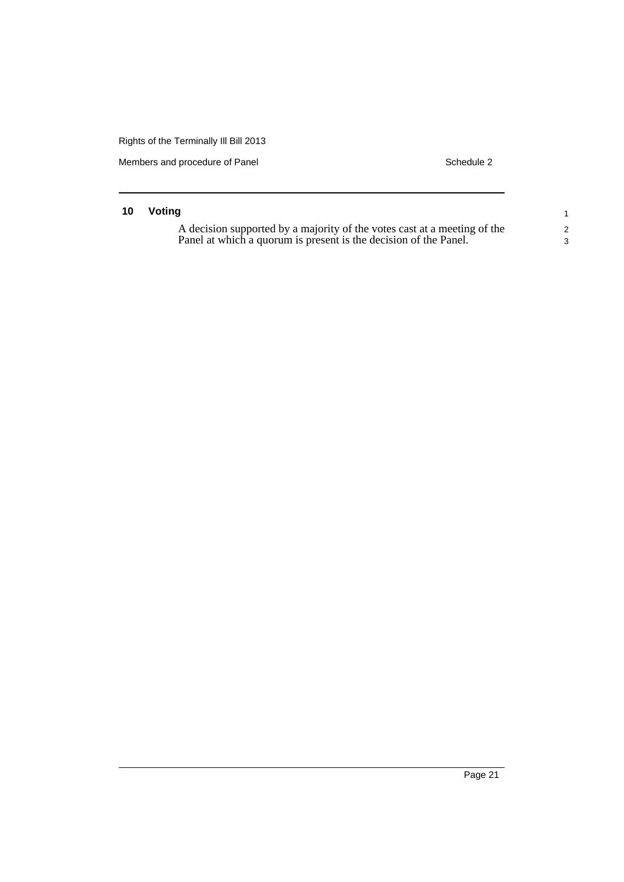## 10 Voting

A decision supported by a majority of the votes cast at a meeting of the Panel at which a quorum is present is the decision of the Panel.